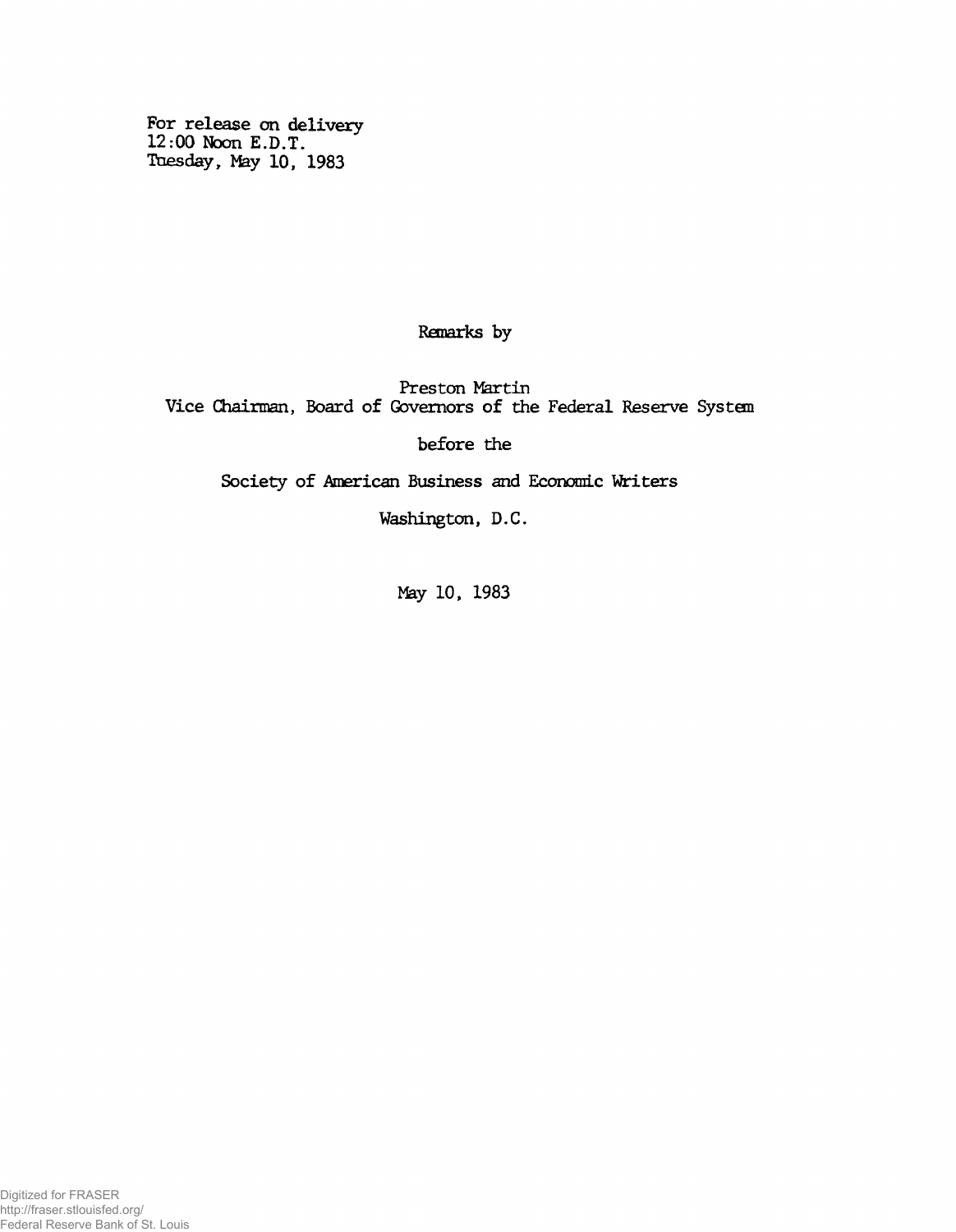For release on delivery
12:00 Noon E.D.T.
Tuesday, May 10, 1983

Remarks by

Preston Martin
Vice Chairman, Board of Governors of the Federal Reserve System

before the

Society of American Business and Economic Writers

Washington, D.C.

May 10, 1983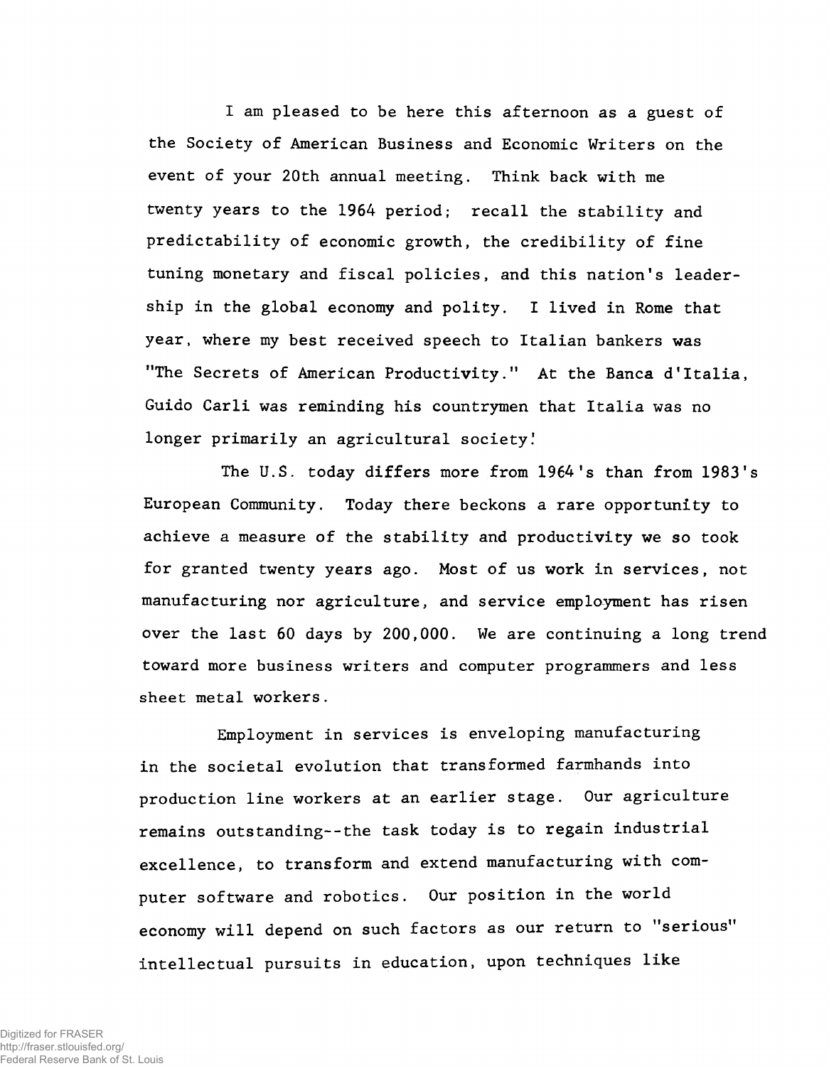I am pleased to be here this afternoon as a guest of the Society of American Business and Economic Writers on the event of your 20th annual meeting. Think back with me twenty years to the 1964 period; recall the stability and predictability of economic growth, the credibility of fine tuning monetary and fiscal policies, and this nation's leadership in the global economy and polity. I lived in Rome that year, where my best received speech to Italian bankers was "The Secrets of American Productivity." At the Banca d'Italia, Guido Carli was reminding his countrymen that Italia was no longer primarily an agricultural society!

The U.S. today differs more from 1964's than from 1983's European Community. Today there beckons a rare opportunity to achieve a measure of the stability and productivity we so took for granted twenty years ago. Most of us work in services, not manufacturing nor agriculture, and service employment has risen over the last 60 days by 200,000. We are continuing a long trend toward more business writers and computer programmers and less sheet metal workers.

Employment in services is enveloping manufacturing in the societal evolution that transformed farmhands into production line workers at an earlier stage. Our agriculture remains outstanding--the task today is to regain industrial excellence, to transform and extend manufacturing with computer software and robotics. Our position in the world economy will depend on such factors as our return to "serious" intellectual pursuits in education, upon techniques like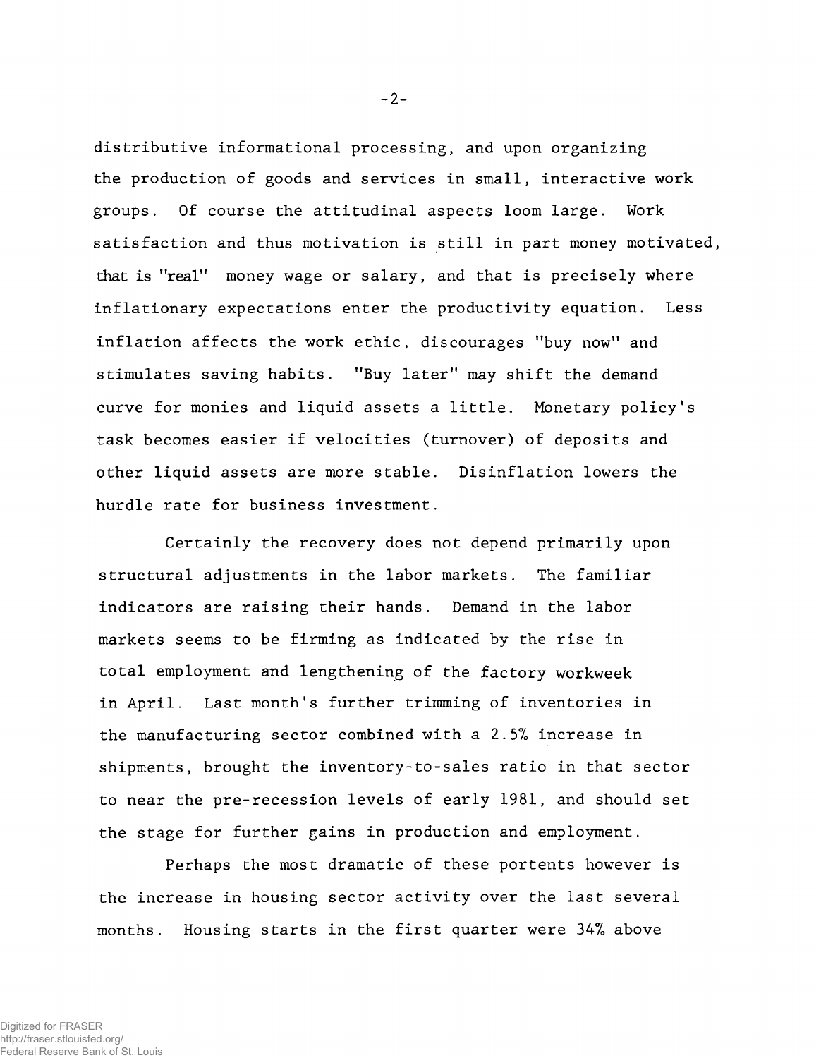distributive informational processing, and upon organizing the production of goods and services in small, interactive work groups. Of course the attitudinal aspects loom large. Work satisfaction and thus motivation is still in part money motivated, that is "real" money wage or salary, and that is precisely where inflationary expectations enter the productivity equation. Less inflation affects the work ethic, discourages "buy now" and stimulates saving habits. "Buy later" may shift the demand curve for monies and liquid assets a little. Monetary policy's task becomes easier if velocities (turnover) of deposits and other liquid assets are more stable. Disinflation lowers the hurdle rate for business investment.

Certainly the recovery does not depend primarily upon structural adjustments in the labor markets. The familiar indicators are raising their hands. Demand in the labor markets seems to be firming as indicated by the rise in total employment and lengthening of the factory workweek in April. Last month's further trimming of inventories in the manufacturing sector combined with a 2.5% increase in shipments, brought the inventory-to-sales ratio in that sector to near the pre-recession levels of early 1981, and should set the stage for further gains in production and employment.

Perhaps the most dramatic of these portents however is the increase in housing sector activity over the last several months. Housing starts in the first quarter were 34% above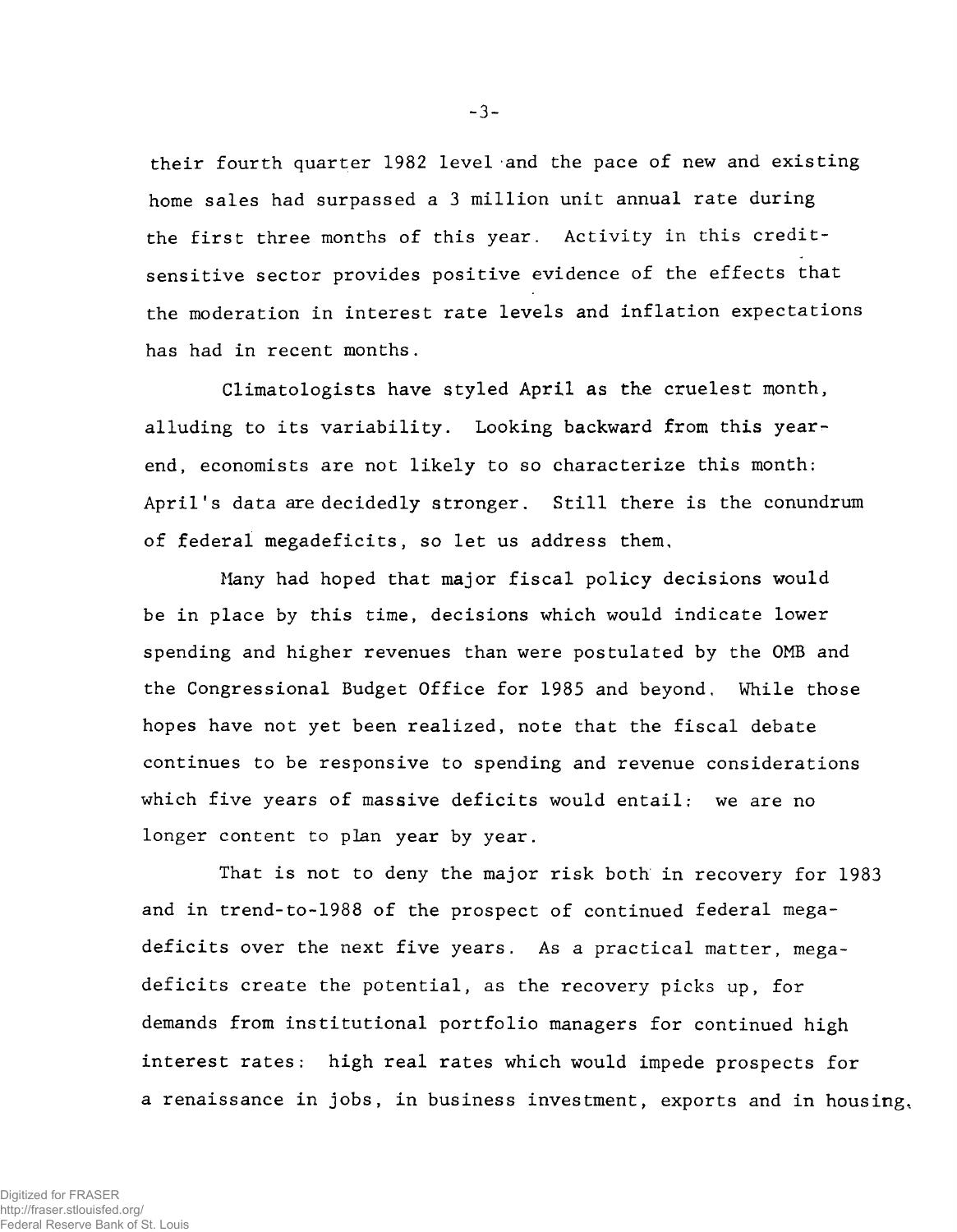their fourth quarter 1982 level and the pace of new and existing home sales had surpassed a 3 million unit annual rate during the first three months of this year. Activity in this credit-sensitive sector provides positive evidence of the effects that the moderation in interest rate levels and inflation expectations has had in recent months.

Climatologists have styled April as the cruelest month, alluding to its variability. Looking backward from this year-end, economists are not likely to so characterize this month: April's data are decidedly stronger. Still there is the conundrum of federal megadeficits, so let us address them.

Many had hoped that major fiscal policy decisions would be in place by this time, decisions which would indicate lower spending and higher revenues than were postulated by the OMB and the Congressional Budget Office for 1985 and beyond. While those hopes have not yet been realized, note that the fiscal debate continues to be responsive to spending and revenue considerations which five years of massive deficits would entail: we are no longer content to plan year by year.

That is not to deny the major risk both in recovery for 1983 and in trend-to-1988 of the prospect of continued federal megadeficits over the next five years. As a practical matter, megadeficits create the potential, as the recovery picks up, for demands from institutional portfolio managers for continued high interest rates: high real rates which would impede prospects for a renaissance in jobs, in business investment, exports and in housing.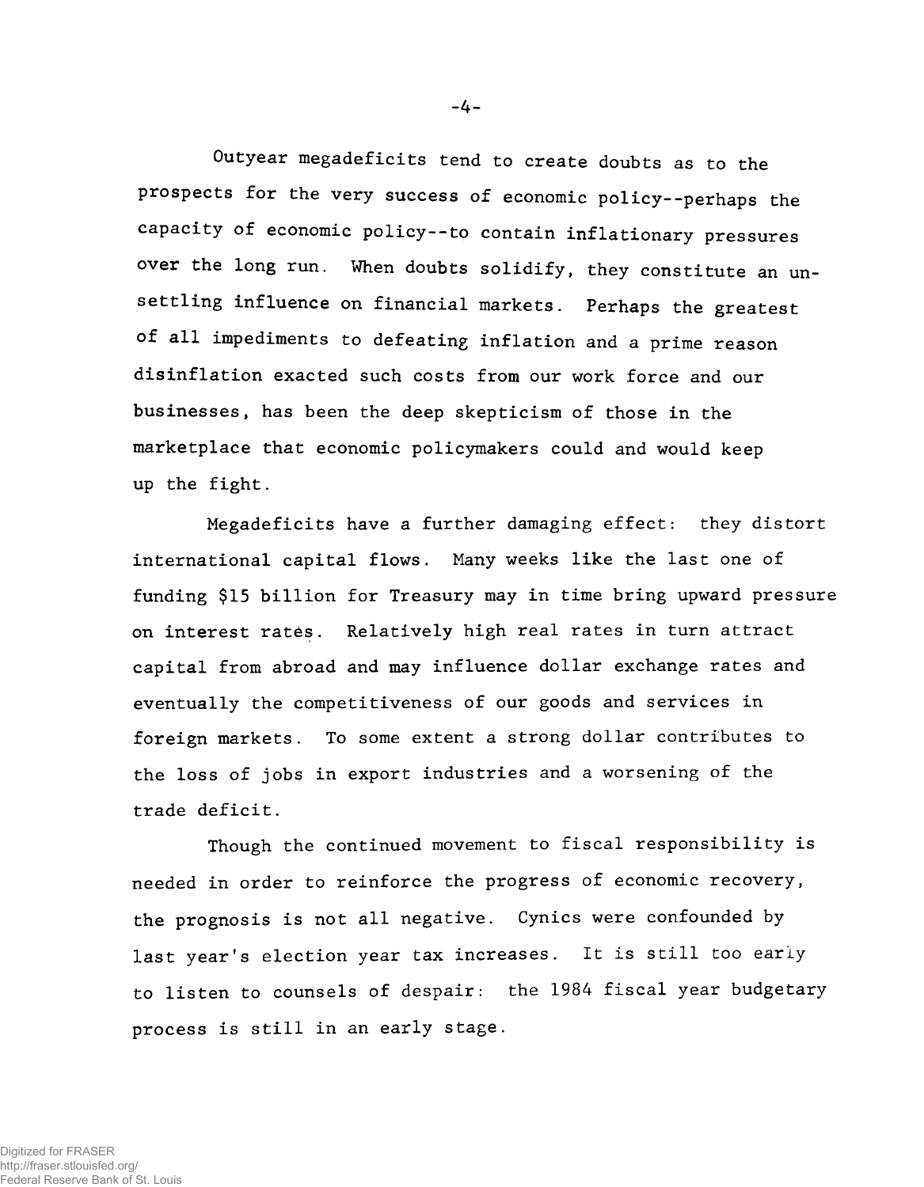Outyear megadeficits tend to create doubts as to the prospects for the very success of economic policy--perhaps the capacity of economic policy--to contain inflationary pressures over the long run. When doubts solidify, they constitute an unsettling influence on financial markets. Perhaps the greatest of all impediments to defeating inflation and a prime reason disinflation exacted such costs from our work force and our businesses, has been the deep skepticism of those in the marketplace that economic policymakers could and would keep up the fight.

Megadeficits have a further damaging effect: they distort international capital flows. Many weeks like the last one of funding $15 billion for Treasury may in time bring upward pressure on interest rates. Relatively high real rates in turn attract capital from abroad and may influence dollar exchange rates and eventually the competitiveness of our goods and services in foreign markets. To some extent a strong dollar contributes to the loss of jobs in export industries and a worsening of the trade deficit.

Though the continued movement to fiscal responsibility is needed in order to reinforce the progress of economic recovery, the prognosis is not all negative. Cynics were confounded by last year's election year tax increases. It is still too early to listen to counsels of despair: the 1984 fiscal year budgetary process is still in an early stage.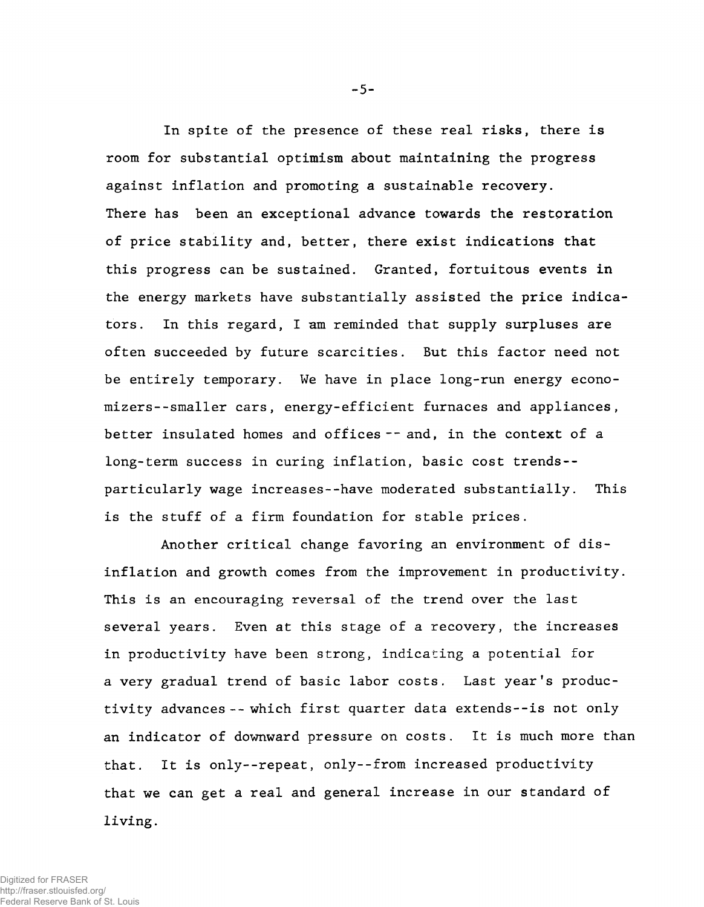In spite of the presence of these real risks, there is room for substantial optimism about maintaining the progress against inflation and promoting a sustainable recovery. There has been an exceptional advance towards the restoration of price stability and, better, there exist indications that this progress can be sustained. Granted, fortuitous events in the energy markets have substantially assisted the price indicators. In this regard, I am reminded that supply surpluses are often succeeded by future scarcities. But this factor need not be entirely temporary. We have in place long-run energy economizers--smaller cars, energy-efficient furnaces and appliances, better insulated homes and offices -- and, in the context of a long-term success in curing inflation, basic cost trends--particularly wage increases--have moderated substantially. This is the stuff of a firm foundation for stable prices.

Another critical change favoring an environment of disinflation and growth comes from the improvement in productivity. This is an encouraging reversal of the trend over the last several years. Even at this stage of a recovery, the increases in productivity have been strong, indicating a potential for a very gradual trend of basic labor costs. Last year's productivity advances -- which first quarter data extends--is not only an indicator of downward pressure on costs. It is much more than that. It is only--repeat, only--from increased productivity that we can get a real and general increase in our standard of living.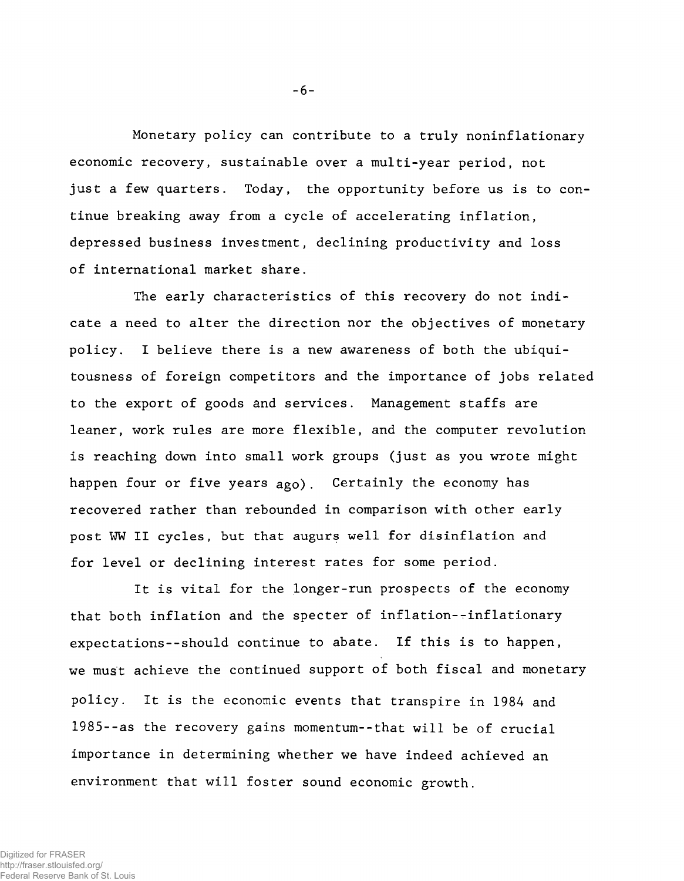Monetary policy can contribute to a truly noninflationary economic recovery, sustainable over a multi-year period, not just a few quarters. Today, the opportunity before us is to continue breaking away from a cycle of accelerating inflation, depressed business investment, declining productivity and loss of international market share.

The early characteristics of this recovery do not indicate a need to alter the direction nor the objectives of monetary policy. I believe there is a new awareness of both the ubiquitousness of foreign competitors and the importance of jobs related to the export of goods and services. Management staffs are leaner, work rules are more flexible, and the computer revolution is reaching down into small work groups (just as you wrote might happen four or five years ago). Certainly the economy has recovered rather than rebounded in comparison with other early post WW II cycles, but that augurs well for disinflation and for level or declining interest rates for some period.

It is vital for the longer-run prospects of the economy that both inflation and the specter of inflation--inflationary expectations--should continue to abate. If this is to happen, we must achieve the continued support of both fiscal and monetary policy. It is the economic events that transpire in 1984 and 1985--as the recovery gains momentum--that will be of crucial importance in determining whether we have indeed achieved an environment that will foster sound economic growth.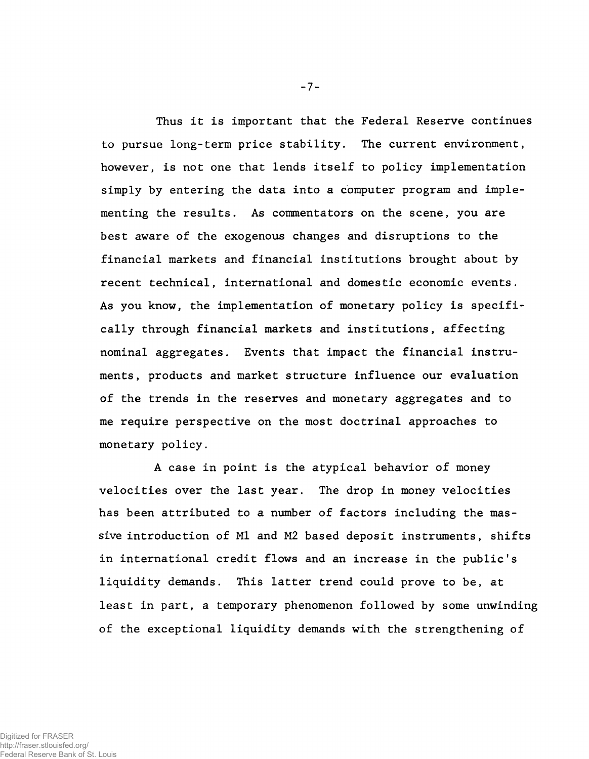Thus it is important that the Federal Reserve continues to pursue long-term price stability. The current environment, however, is not one that lends itself to policy implementation simply by entering the data into a computer program and implementing the results. As commentators on the scene, you are best aware of the exogenous changes and disruptions to the financial markets and financial institutions brought about by recent technical, international and domestic economic events. As you know, the implementation of monetary policy is specifically through financial markets and institutions, affecting nominal aggregates. Events that impact the financial instruments, products and market structure influence our evaluation of the trends in the reserves and monetary aggregates and to me require perspective on the most doctrinal approaches to monetary policy.

A case in point is the atypical behavior of money velocities over the last year. The drop in money velocities has been attributed to a number of factors including the massive introduction of M1 and M2 based deposit instruments, shifts in international credit flows and an increase in the public's liquidity demands. This latter trend could prove to be, at least in part, a temporary phenomenon followed by some unwinding of the exceptional liquidity demands with the strengthening of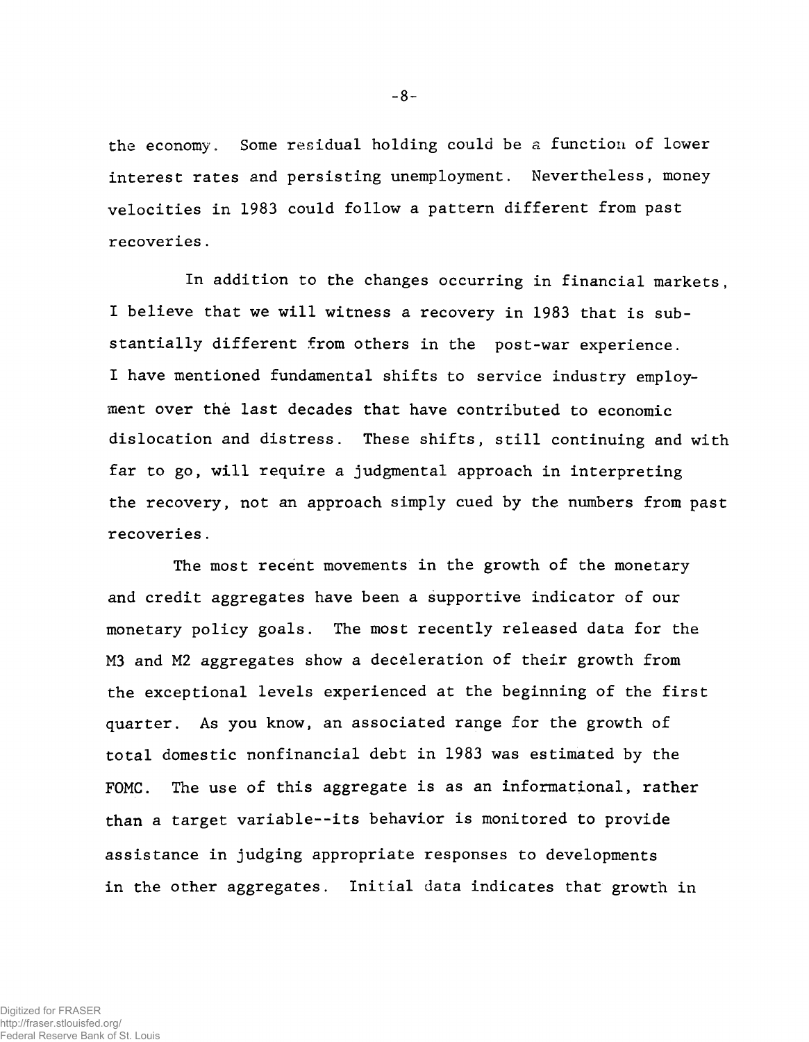the economy. Some residual holding could be a function of lower interest rates and persisting unemployment. Nevertheless, money velocities in 1983 could follow a pattern different from past recoveries.

In addition to the changes occurring in financial markets, I believe that we will witness a recovery in 1983 that is substantially different from others in the post-war experience. I have mentioned fundamental shifts to service industry employment over the last decades that have contributed to economic dislocation and distress. These shifts, still continuing and with far to go, will require a judgmental approach in interpreting the recovery, not an approach simply cued by the numbers from past recoveries.

The most recent movements in the growth of the monetary and credit aggregates have been a supportive indicator of our monetary policy goals. The most recently released data for the M3 and M2 aggregates show a deceleration of their growth from the exceptional levels experienced at the beginning of the first quarter. As you know, an associated range for the growth of total domestic nonfinancial debt in 1983 was estimated by the FOMC. The use of this aggregate is as an informational, rather than a target variable--its behavior is monitored to provide assistance in judging appropriate responses to developments in the other aggregates. Initial data indicates that growth in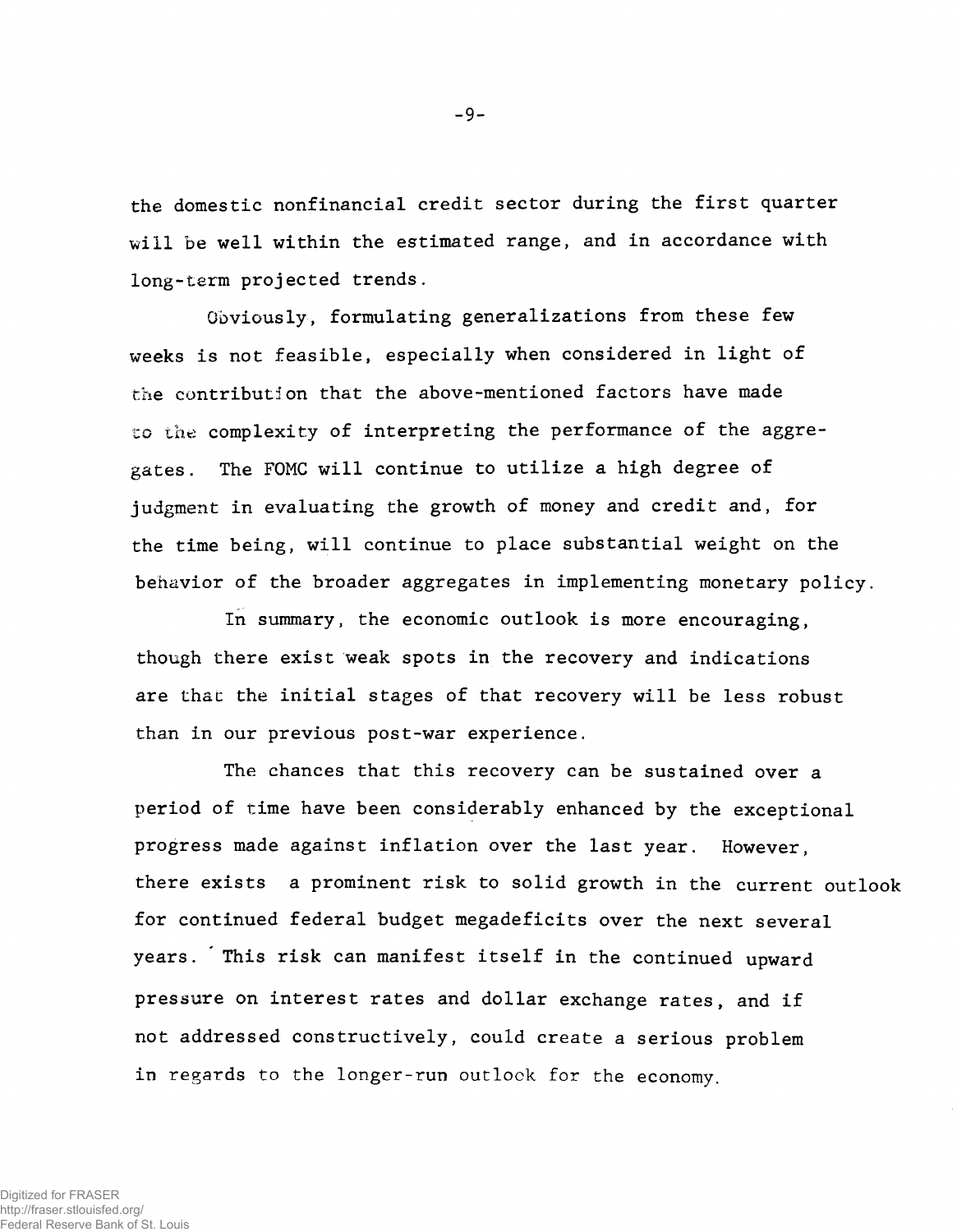the domestic nonfinancial credit sector during the first quarter will be well within the estimated range, and in accordance with long-term projected trends.

Obviously, formulating generalizations from these few weeks is not feasible, especially when considered in light of the contribution that the above-mentioned factors have made to the complexity of interpreting the performance of the aggregates. The FOMC will continue to utilize a high degree of judgment in evaluating the growth of money and credit and, for the time being, will continue to place substantial weight on the behavior of the broader aggregates in implementing monetary policy.

In summary, the economic outlook is more encouraging, though there exist weak spots in the recovery and indications are that the initial stages of that recovery will be less robust than in our previous post-war experience.

The chances that this recovery can be sustained over a period of time have been considerably enhanced by the exceptional progress made against inflation over the last year. However, there exists a prominent risk to solid growth in the current outlook for continued federal budget megadeficits over the next several years. This risk can manifest itself in the continued upward pressure on interest rates and dollar exchange rates, and if not addressed constructively, could create a serious problem in regards to the longer-run outlook for the economy.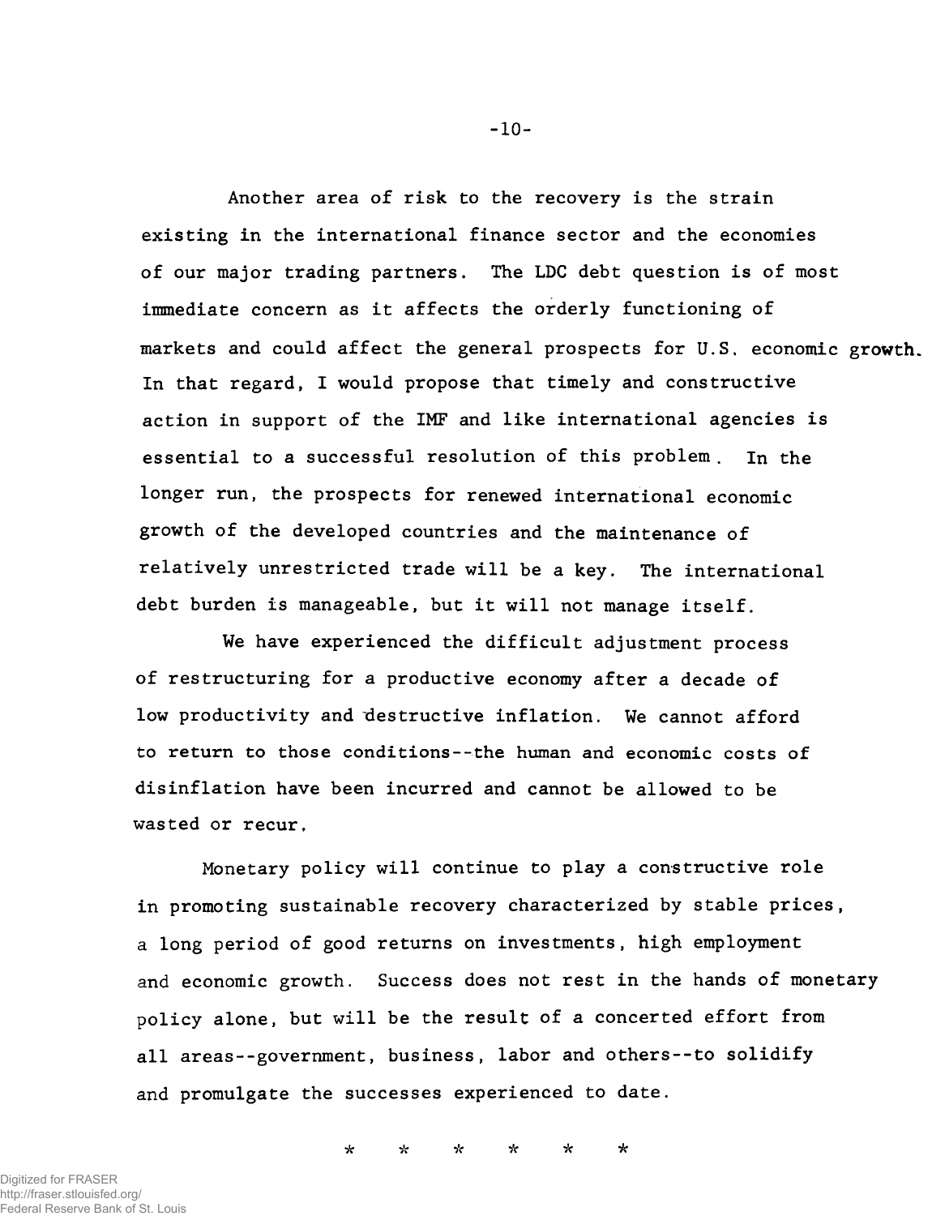Another area of risk to the recovery is the strain existing in the international finance sector and the economies of our major trading partners. The LDC debt question is of most immediate concern as it affects the orderly functioning of markets and could affect the general prospects for U.S. economic growth. In that regard, I would propose that timely and constructive action in support of the IMF and like international agencies is essential to a successful resolution of this problem. In the longer run, the prospects for renewed international economic growth of the developed countries and the maintenance of relatively unrestricted trade will be a key. The international debt burden is manageable, but it will not manage itself.

We have experienced the difficult adjustment process of restructuring for a productive economy after a decade of low productivity and destructive inflation. We cannot afford to return to those conditions--the human and economic costs of disinflation have been incurred and cannot be allowed to be wasted or recur.

Monetary policy will continue to play a constructive role in promoting sustainable recovery characterized by stable prices, a long period of good returns on investments, high employment and economic growth. Success does not rest in the hands of monetary policy alone, but will be the result of a concerted effort from all areas--government, business, labor and others--to solidify and promulgate the successes experienced to date.

\* \* \* \* \* \*